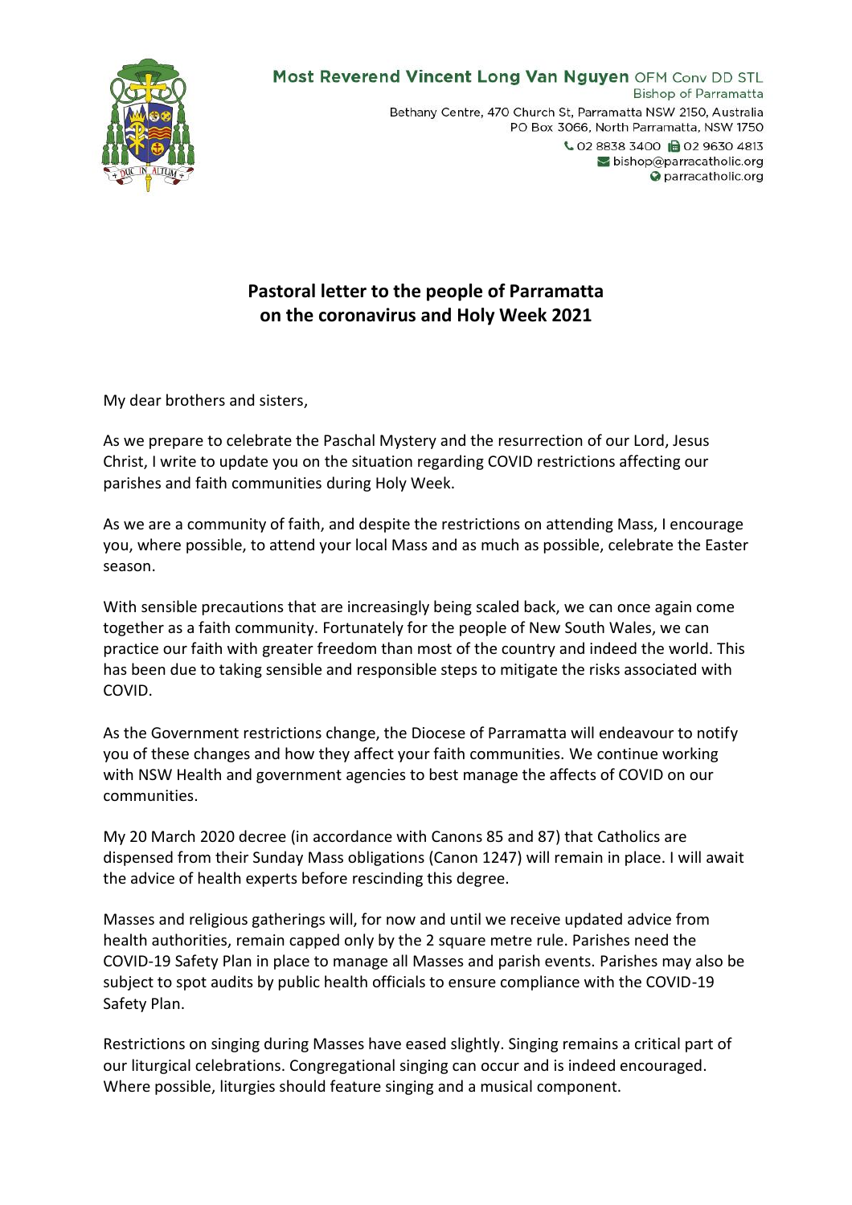**Most Reverend Vincent Long Van Nguyen** OFM Conv DD STL
Bishop of Parramatta
Bethany Centre, 470 Church St, Parramatta NSW 2150, Australia
PO Box 3066, North Parramatta, NSW 1750
02 8838 3400 02 9630 4813
bishop@parracatholic.org
parracatholic.org

## Pastoral letter to the people of Parramatta on the coronavirus and Holy Week 2021

My dear brothers and sisters,

As we prepare to celebrate the Paschal Mystery and the resurrection of our Lord, Jesus Christ, I write to update you on the situation regarding COVID restrictions affecting our parishes and faith communities during Holy Week.

As we are a community of faith, and despite the restrictions on attending Mass, I encourage you, where possible, to attend your local Mass and as much as possible, celebrate the Easter season.

With sensible precautions that are increasingly being scaled back, we can once again come together as a faith community. Fortunately for the people of New South Wales, we can practice our faith with greater freedom than most of the country and indeed the world. This has been due to taking sensible and responsible steps to mitigate the risks associated with COVID.

As the Government restrictions change, the Diocese of Parramatta will endeavour to notify you of these changes and how they affect your faith communities. We continue working with NSW Health and government agencies to best manage the affects of COVID on our communities.

My 20 March 2020 decree (in accordance with Canons 85 and 87) that Catholics are dispensed from their Sunday Mass obligations (Canon 1247) will remain in place. I will await the advice of health experts before rescinding this degree.

Masses and religious gatherings will, for now and until we receive updated advice from health authorities, remain capped only by the 2 square metre rule. Parishes need the COVID-19 Safety Plan in place to manage all Masses and parish events. Parishes may also be subject to spot audits by public health officials to ensure compliance with the COVID-19 Safety Plan.

Restrictions on singing during Masses have eased slightly. Singing remains a critical part of our liturgical celebrations. Congregational singing can occur and is indeed encouraged. Where possible, liturgies should feature singing and a musical component.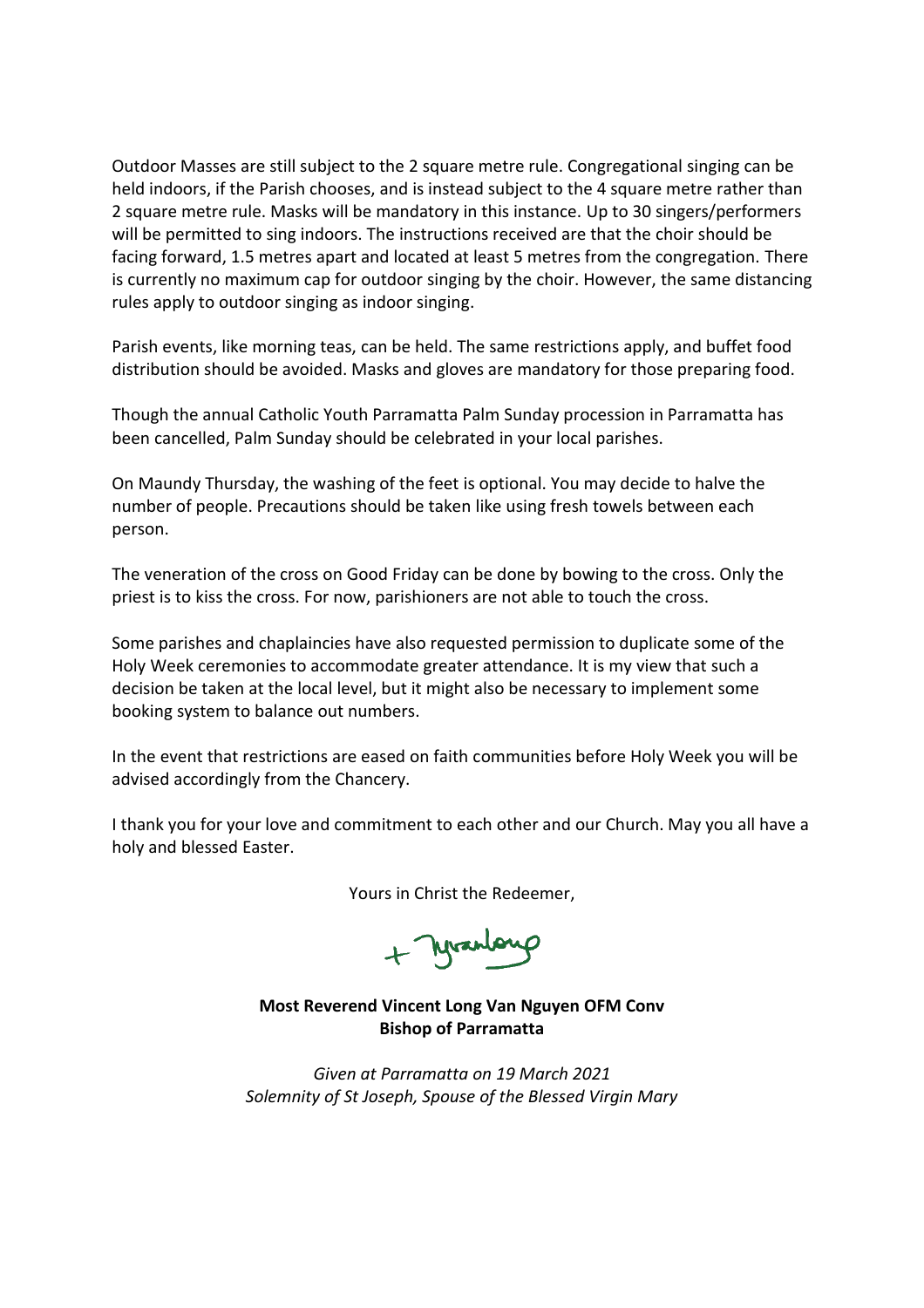Outdoor Masses are still subject to the 2 square metre rule. Congregational singing can be held indoors, if the Parish chooses, and is instead subject to the 4 square metre rather than 2 square metre rule. Masks will be mandatory in this instance. Up to 30 singers/performers will be permitted to sing indoors. The instructions received are that the choir should be facing forward, 1.5 metres apart and located at least 5 metres from the congregation. There is currently no maximum cap for outdoor singing by the choir. However, the same distancing rules apply to outdoor singing as indoor singing.

Parish events, like morning teas, can be held. The same restrictions apply, and buffet food distribution should be avoided. Masks and gloves are mandatory for those preparing food.

Though the annual Catholic Youth Parramatta Palm Sunday procession in Parramatta has been cancelled, Palm Sunday should be celebrated in your local parishes.

On Maundy Thursday, the washing of the feet is optional. You may decide to halve the number of people. Precautions should be taken like using fresh towels between each person.

The veneration of the cross on Good Friday can be done by bowing to the cross. Only the priest is to kiss the cross. For now, parishioners are not able to touch the cross.

Some parishes and chaplaincies have also requested permission to duplicate some of the Holy Week ceremonies to accommodate greater attendance. It is my view that such a decision be taken at the local level, but it might also be necessary to implement some booking system to balance out numbers.

In the event that restrictions are eased on faith communities before Holy Week you will be advised accordingly from the Chancery.

I thank you for your love and commitment to each other and our Church. May you all have a holy and blessed Easter.

Yours in Christ the Redeemer,

+ Vincent Long

**Most Reverend Vincent Long Van Nguyen OFM Conv**
**Bishop of Parramatta**

*Given at Parramatta on 19 March 2021*
*Solemnity of St Joseph, Spouse of the Blessed Virgin Mary*